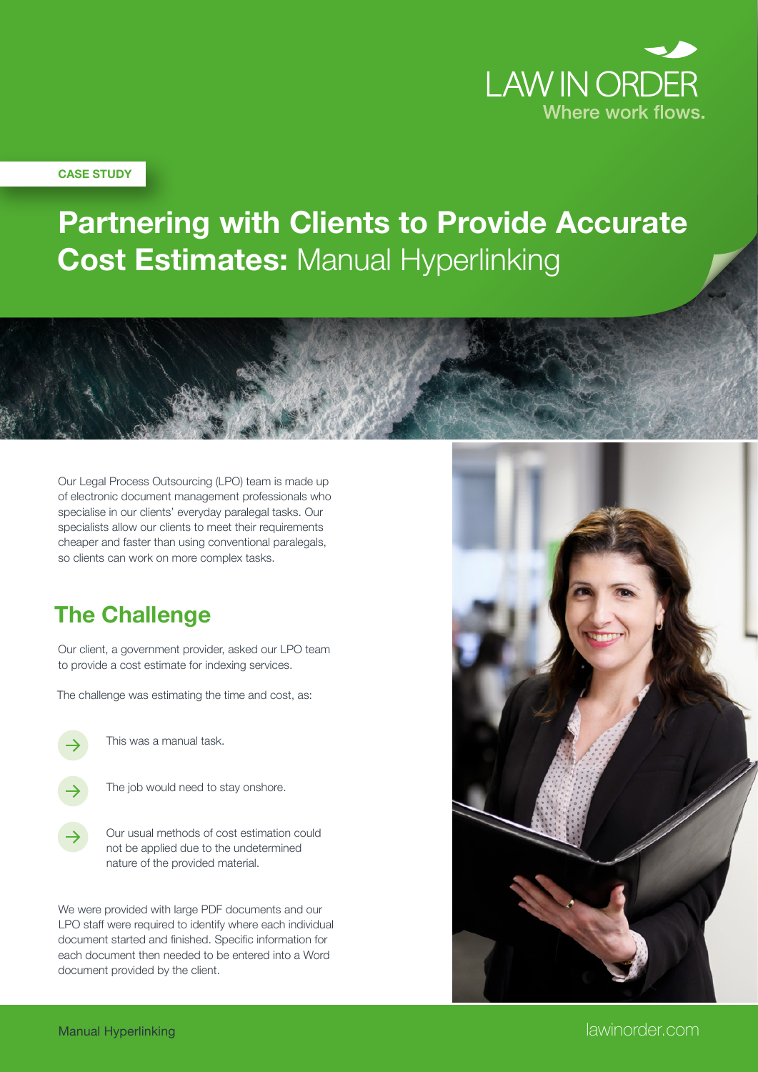LAW IN ORDER
Where work flows.

CASE STUDY

# Partnering with Clients to Provide Accurate Cost Estimates: Manual Hyperlinking

Our Legal Process Outsourcing (LPO) team is made up of electronic document management professionals who specialise in our clients' everyday paralegal tasks. Our specialists allow our clients to meet their requirements cheaper and faster than using conventional paralegals, so clients can work on more complex tasks.

## The Challenge

Our client, a government provider, asked our LPO team to provide a cost estimate for indexing services.

The challenge was estimating the time and cost, as:

- This was a manual task.
- The job would need to stay onshore.
- Our usual methods of cost estimation could not be applied due to the undetermined nature of the provided material.

We were provided with large PDF documents and our LPO staff were required to identify where each individual document started and finished. Specific information for each document then needed to be entered into a Word document provided by the client.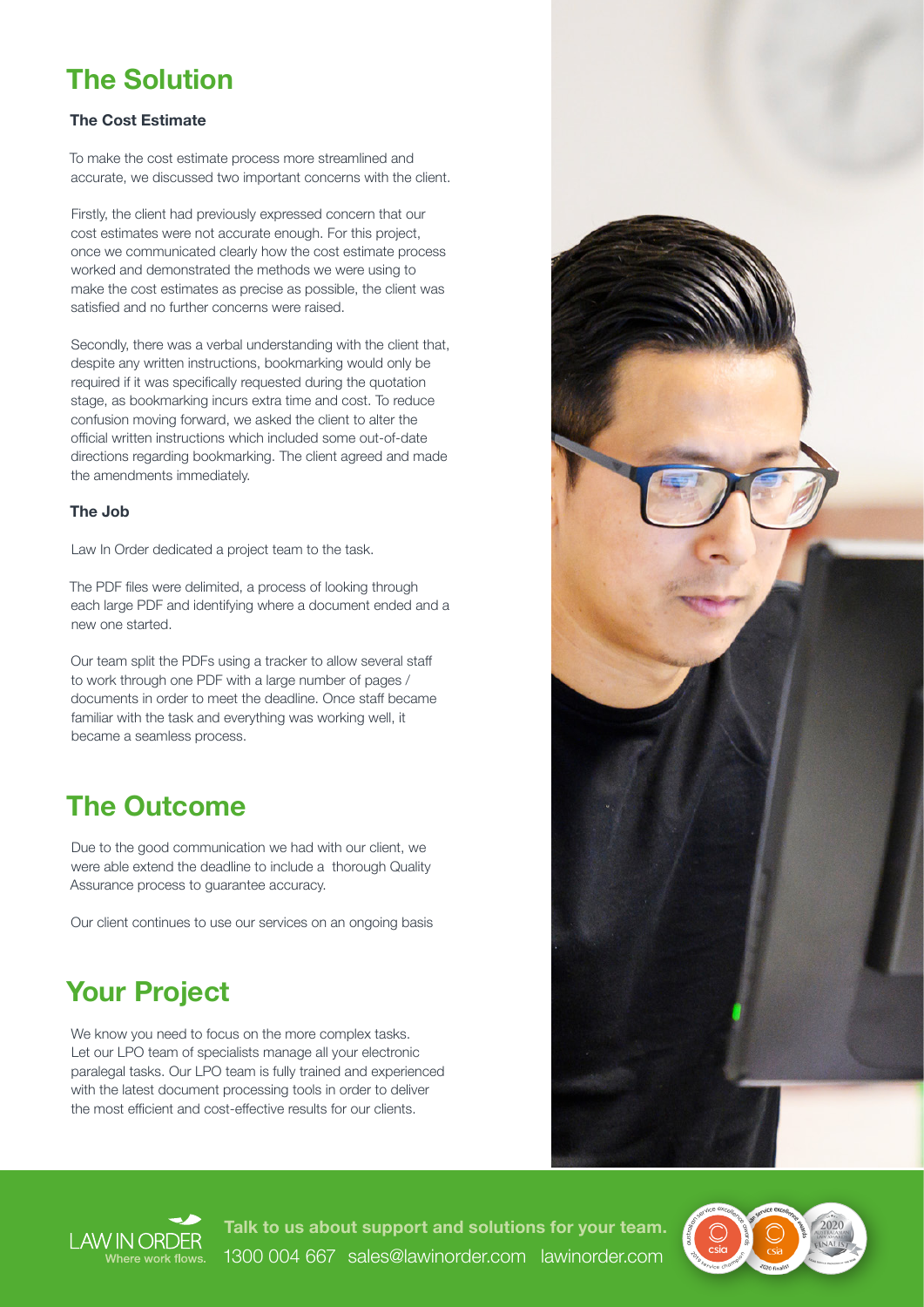## The Solution

### The Cost Estimate

To make the cost estimate process more streamlined and accurate, we discussed two important concerns with the client.

Firstly, the client had previously expressed concern that our cost estimates were not accurate enough. For this project, once we communicated clearly how the cost estimate process worked and demonstrated the methods we were using to make the cost estimates as precise as possible, the client was satisfied and no further concerns were raised.

Secondly, there was a verbal understanding with the client that, despite any written instructions, bookmarking would only be required if it was specifically requested during the quotation stage, as bookmarking incurs extra time and cost. To reduce confusion moving forward, we asked the client to alter the official written instructions which included some out-of-date directions regarding bookmarking. The client agreed and made the amendments immediately.

### The Job

Law In Order dedicated a project team to the task.

The PDF files were delimited, a process of looking through each large PDF and identifying where a document ended and a new one started.

Our team split the PDFs using a tracker to allow several staff to work through one PDF with a large number of pages / documents in order to meet the deadline. Once staff became familiar with the task and everything was working well, it became a seamless process.

## The Outcome

Due to the good communication we had with our client, we were able extend the deadline to include a thorough Quality Assurance process to guarantee accuracy.

Our client continues to use our services on an ongoing basis

## Your Project

We know you need to focus on the more complex tasks. Let our LPO team of specialists manage all your electronic paralegal tasks. Our LPO team is fully trained and experienced with the latest document processing tools in order to deliver the most efficient and cost-effective results for our clients.

LAW IN ORDER
Where work flows.

**Talk to us about support and solutions for your team.**
1300 004 667 sales@lawinorder.com lawinorder.com